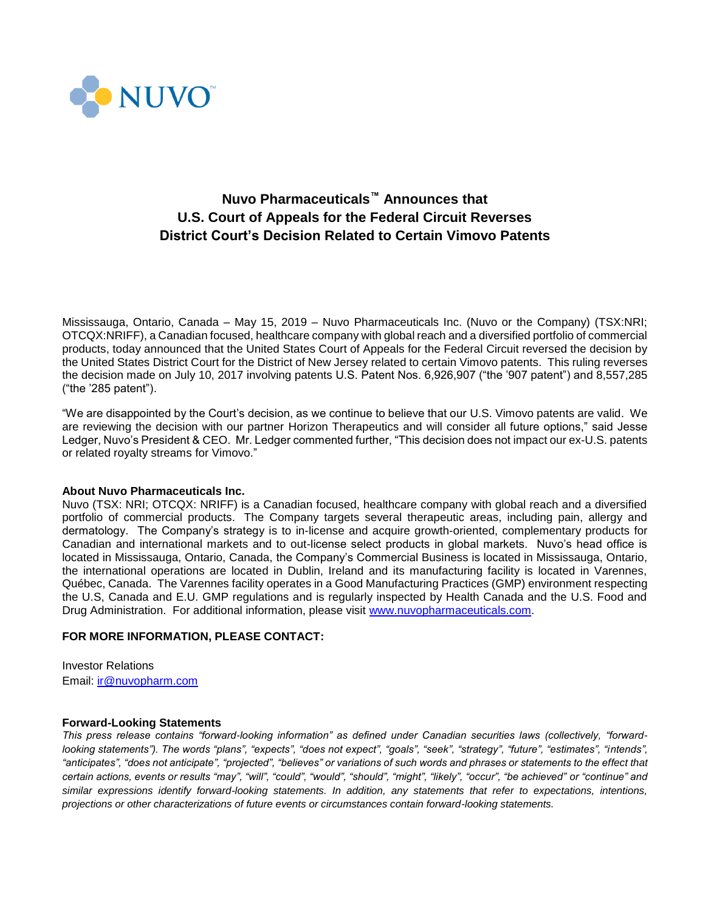NUVO™

# Nuvo Pharmaceuticals™ Announces that U.S. Court of Appeals for the Federal Circuit Reverses District Court's Decision Related to Certain Vimovo Patents

Mississauga, Ontario, Canada – May 15, 2019 – Nuvo Pharmaceuticals Inc. (Nuvo or the Company) (TSX:NRI; OTCQX:NRIFF), a Canadian focused, healthcare company with global reach and a diversified portfolio of commercial products, today announced that the United States Court of Appeals for the Federal Circuit reversed the decision by the United States District Court for the District of New Jersey related to certain Vimovo patents. This ruling reverses the decision made on July 10, 2017 involving patents U.S. Patent Nos. 6,926,907 ("the '907 patent") and 8,557,285 ("the '285 patent").

"We are disappointed by the Court's decision, as we continue to believe that our U.S. Vimovo patents are valid. We are reviewing the decision with our partner Horizon Therapeutics and will consider all future options," said Jesse Ledger, Nuvo's President & CEO. Mr. Ledger commented further, "This decision does not impact our ex-U.S. patents or related royalty streams for Vimovo."

**About Nuvo Pharmaceuticals Inc.**
Nuvo (TSX: NRI; OTCQX: NRIFF) is a Canadian focused, healthcare company with global reach and a diversified portfolio of commercial products. The Company targets several therapeutic areas, including pain, allergy and dermatology. The Company's strategy is to in-license and acquire growth-oriented, complementary products for Canadian and international markets and to out-license select products in global markets. Nuvo's head office is located in Mississauga, Ontario, Canada, the Company's Commercial Business is located in Mississauga, Ontario, the international operations are located in Dublin, Ireland and its manufacturing facility is located in Varennes, Québec, Canada. The Varennes facility operates in a Good Manufacturing Practices (GMP) environment respecting the U.S, Canada and E.U. GMP regulations and is regularly inspected by Health Canada and the U.S. Food and Drug Administration. For additional information, please visit www.nuvopharmaceuticals.com.

**FOR MORE INFORMATION, PLEASE CONTACT:**

Investor Relations
Email: ir@nuvopharm.com

**Forward-Looking Statements**
*This press release contains "forward-looking information" as defined under Canadian securities laws (collectively, "forward-looking statements"). The words "plans", "expects", "does not expect", "goals", "seek", "strategy", "future", "estimates", "intends", "anticipates", "does not anticipate", "projected", "believes" or variations of such words and phrases or statements to the effect that certain actions, events or results "may", "will", "could", "would", "should", "might", "likely", "occur", "be achieved" or "continue" and similar expressions identify forward-looking statements. In addition, any statements that refer to expectations, intentions, projections or other characterizations of future events or circumstances contain forward-looking statements.*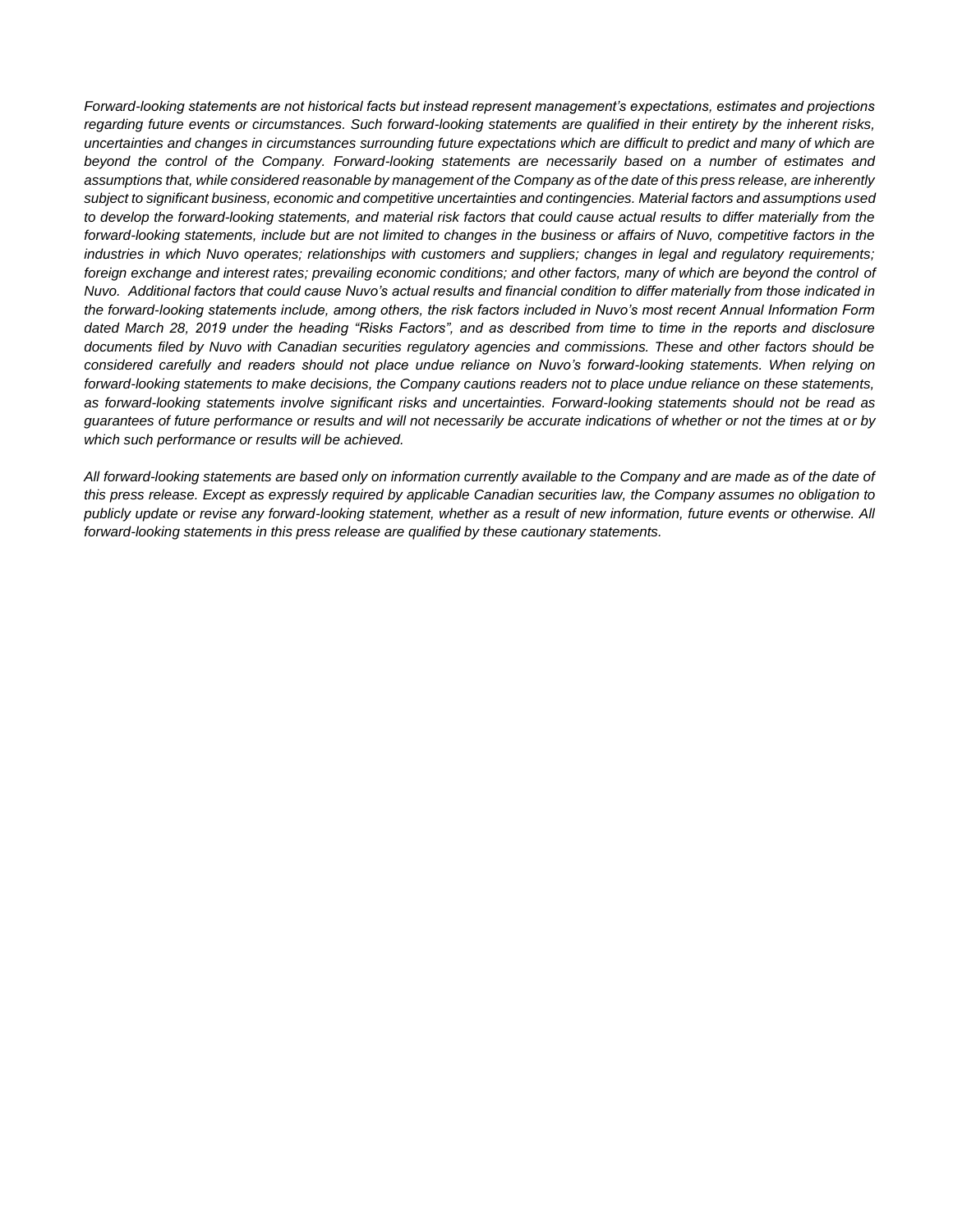*Forward-looking statements are not historical facts but instead represent management's expectations, estimates and projections regarding future events or circumstances. Such forward-looking statements are qualified in their entirety by the inherent risks, uncertainties and changes in circumstances surrounding future expectations which are difficult to predict and many of which are beyond the control of the Company. Forward-looking statements are necessarily based on a number of estimates and assumptions that, while considered reasonable by management of the Company as of the date of this press release, are inherently subject to significant business, economic and competitive uncertainties and contingencies. Material factors and assumptions used to develop the forward-looking statements, and material risk factors that could cause actual results to differ materially from the forward-looking statements, include but are not limited to changes in the business or affairs of Nuvo, competitive factors in the industries in which Nuvo operates; relationships with customers and suppliers; changes in legal and regulatory requirements; foreign exchange and interest rates; prevailing economic conditions; and other factors, many of which are beyond the control of Nuvo. Additional factors that could cause Nuvo's actual results and financial condition to differ materially from those indicated in the forward-looking statements include, among others, the risk factors included in Nuvo's most recent Annual Information Form dated March 28, 2019 under the heading "Risks Factors", and as described from time to time in the reports and disclosure documents filed by Nuvo with Canadian securities regulatory agencies and commissions. These and other factors should be considered carefully and readers should not place undue reliance on Nuvo's forward-looking statements. When relying on forward-looking statements to make decisions, the Company cautions readers not to place undue reliance on these statements, as forward-looking statements involve significant risks and uncertainties. Forward-looking statements should not be read as guarantees of future performance or results and will not necessarily be accurate indications of whether or not the times at or by which such performance or results will be achieved.*

*All forward-looking statements are based only on information currently available to the Company and are made as of the date of this press release. Except as expressly required by applicable Canadian securities law, the Company assumes no obligation to publicly update or revise any forward-looking statement, whether as a result of new information, future events or otherwise. All forward-looking statements in this press release are qualified by these cautionary statements.*